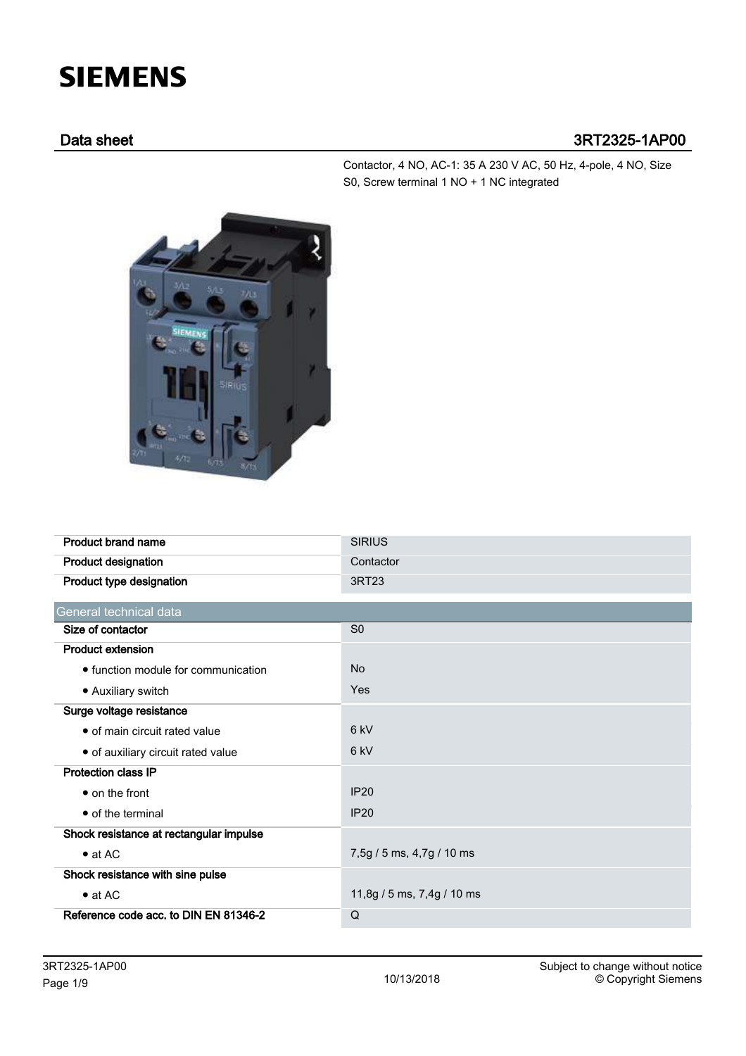# SIEMENS

## Data sheet 3RT2325-1AP00

Contactor, 4 NO, AC-1: 35 A 230 V AC, 50 Hz, 4-pole, 4 NO, Size S0, Screw terminal 1 NO + 1 NC integrated

| | |
|---|---|
| **Product brand name** | SIRIUS |
| **Product designation** | Contactor |
| **Product type designation** | 3RT23 |

| General technical data | |
|---|---|
| **Size of contactor** | S0 |
| **Product extension** | |
| • function module for communication | No |
| • Auxiliary switch | Yes |
| **Surge voltage resistance** | |
| • of main circuit rated value | 6 kV |
| • of auxiliary circuit rated value | 6 kV |
| **Protection class IP** | |
| • on the front | IP20 |
| • of the terminal | IP20 |
| **Shock resistance at rectangular impulse** | |
| • at AC | 7,5g / 5 ms, 4,7g / 10 ms |
| **Shock resistance with sine pulse** | |
| • at AC | 11,8g / 5 ms, 7,4g / 10 ms |
| **Reference code acc. to DIN EN 81346-2** | Q |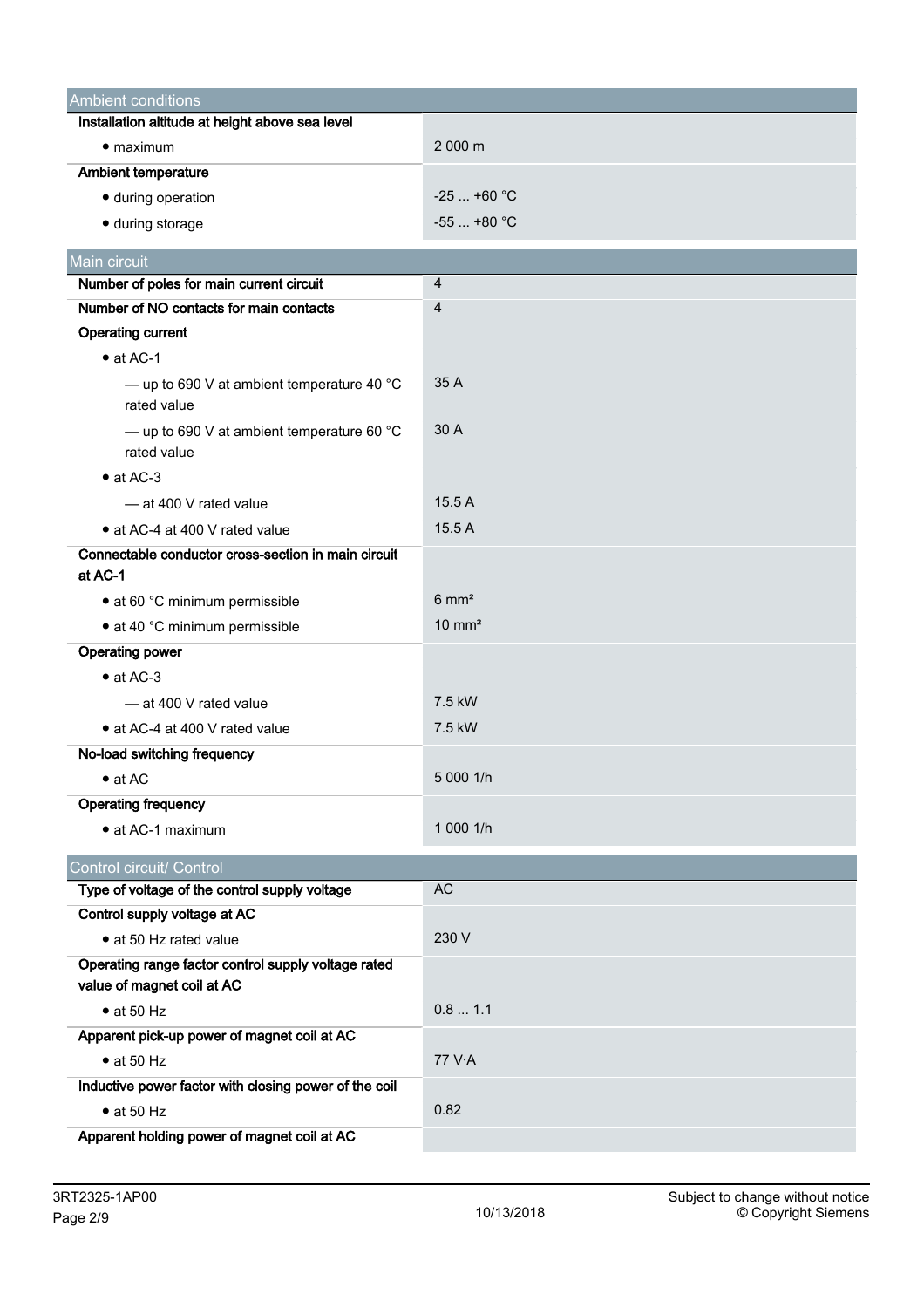| Ambient conditions | |
|---|---|
| **Installation altitude at height above sea level** | |
| • maximum | 2 000 m |
| **Ambient temperature** | |
| • during operation | -25 ... +60 °C |
| • during storage | -55 ... +80 °C |

| Main circuit | |
|---|---|
| **Number of poles for main current circuit** | 4 |
| **Number of NO contacts for main contacts** | 4 |
| **Operating current** | |
| • at AC-1 | |
| — up to 690 V at ambient temperature 40 °C rated value | 35 A |
| — up to 690 V at ambient temperature 60 °C rated value | 30 A |
| • at AC-3 | |
| — at 400 V rated value | 15.5 A |
| • at AC-4 at 400 V rated value | 15.5 A |
| **Connectable conductor cross-section in main circuit at AC-1** | |
| • at 60 °C minimum permissible | 6 mm² |
| • at 40 °C minimum permissible | 10 mm² |
| **Operating power** | |
| • at AC-3 | |
| — at 400 V rated value | 7.5 kW |
| • at AC-4 at 400 V rated value | 7.5 kW |
| **No-load switching frequency** | |
| • at AC | 5 000 1/h |
| **Operating frequency** | |
| • at AC-1 maximum | 1 000 1/h |

| Control circuit/ Control | |
|---|---|
| **Type of voltage of the control supply voltage** | AC |
| **Control supply voltage at AC** | |
| • at 50 Hz rated value | 230 V |
| **Operating range factor control supply voltage rated value of magnet coil at AC** | |
| • at 50 Hz | 0.8 ... 1.1 |
| **Apparent pick-up power of magnet coil at AC** | |
| • at 50 Hz | 77 V·A |
| **Inductive power factor with closing power of the coil** | |
| • at 50 Hz | 0.82 |
| **Apparent holding power of magnet coil at AC** | |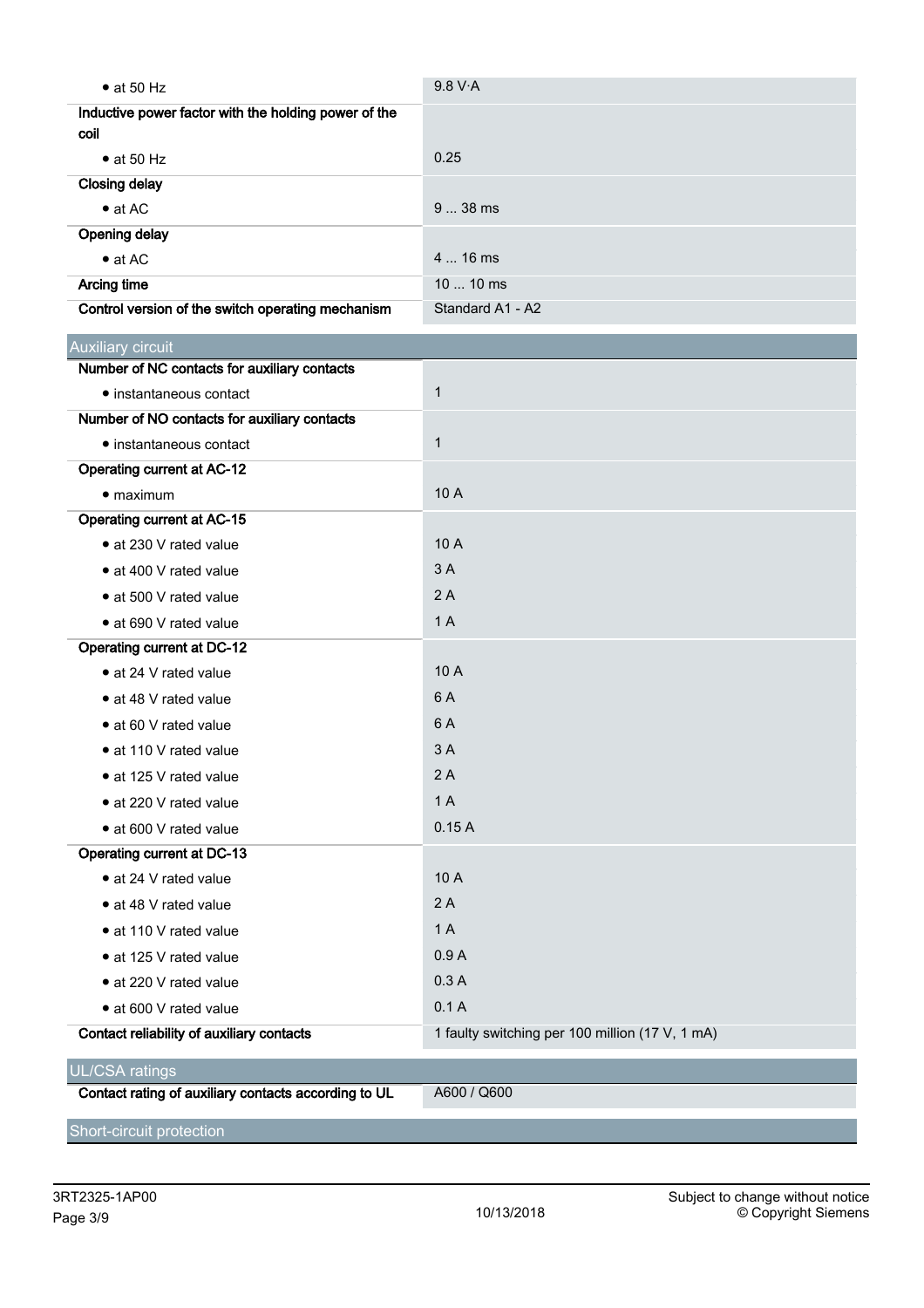| | |
|---|---|
| • at 50 Hz | 9.8 V·A |
| **Inductive power factor with the holding power of the coil** | |
| • at 50 Hz | 0.25 |
| **Closing delay** | |
| • at AC | 9 ... 38 ms |
| **Opening delay** | |
| • at AC | 4 ... 16 ms |
| **Arcing time** | 10 ... 10 ms |
| **Control version of the switch operating mechanism** | Standard A1 - A2 |

## Auxiliary circuit

| | |
|---|---|
| **Number of NC contacts for auxiliary contacts** | |
| • instantaneous contact | 1 |
| **Number of NO contacts for auxiliary contacts** | |
| • instantaneous contact | 1 |
| **Operating current at AC-12** | |
| • maximum | 10 A |
| **Operating current at AC-15** | |
| • at 230 V rated value | 10 A |
| • at 400 V rated value | 3 A |
| • at 500 V rated value | 2 A |
| • at 690 V rated value | 1 A |
| **Operating current at DC-12** | |
| • at 24 V rated value | 10 A |
| • at 48 V rated value | 6 A |
| • at 60 V rated value | 6 A |
| • at 110 V rated value | 3 A |
| • at 125 V rated value | 2 A |
| • at 220 V rated value | 1 A |
| • at 600 V rated value | 0.15 A |
| **Operating current at DC-13** | |
| • at 24 V rated value | 10 A |
| • at 48 V rated value | 2 A |
| • at 110 V rated value | 1 A |
| • at 125 V rated value | 0.9 A |
| • at 220 V rated value | 0.3 A |
| • at 600 V rated value | 0.1 A |
| **Contact reliability of auxiliary contacts** | 1 faulty switching per 100 million (17 V, 1 mA) |

## UL/CSA ratings

| | |
|---|---|
| **Contact rating of auxiliary contacts according to UL** | A600 / Q600 |

## Short-circuit protection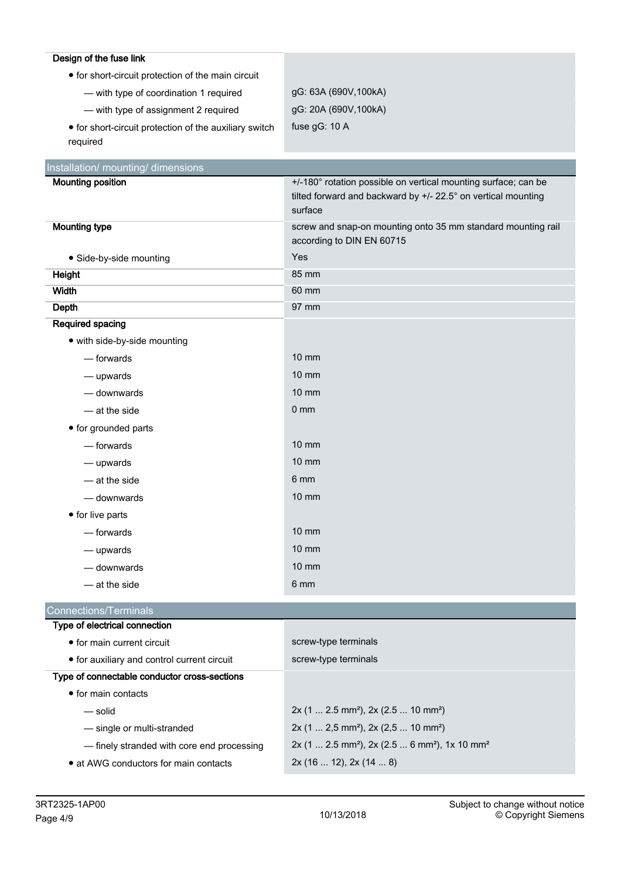| Design of the fuse link | |
|---|---|
| • for short-circuit protection of the main circuit | |
| — with type of coordination 1 required | gG: 63A (690V,100kA) |
| — with type of assignment 2 required | gG: 20A (690V,100kA) |
| • for short-circuit protection of the auxiliary switch required | fuse gG: 10 A |

## Installation/ mounting/ dimensions

| | |
|---|---|
| **Mounting position** | +/-180° rotation possible on vertical mounting surface; can be tilted forward and backward by +/- 22.5° on vertical mounting surface |
| **Mounting type** | screw and snap-on mounting onto 35 mm standard mounting rail according to DIN EN 60715 |
| • Side-by-side mounting | Yes |
| **Height** | 85 mm |
| **Width** | 60 mm |
| **Depth** | 97 mm |
| **Required spacing** | |
| • with side-by-side mounting | |
| — forwards | 10 mm |
| — upwards | 10 mm |
| — downwards | 10 mm |
| — at the side | 0 mm |
| • for grounded parts | |
| — forwards | 10 mm |
| — upwards | 10 mm |
| — at the side | 6 mm |
| — downwards | 10 mm |
| • for live parts | |
| — forwards | 10 mm |
| — upwards | 10 mm |
| — downwards | 10 mm |
| — at the side | 6 mm |

## Connections/Terminals

| | |
|---|---|
| **Type of electrical connection** | |
| • for main current circuit | screw-type terminals |
| • for auxiliary and control current circuit | screw-type terminals |
| **Type of connectable conductor cross-sections** | |
| • for main contacts | |
| — solid | 2x (1 ... 2.5 mm²), 2x (2.5 ... 10 mm²) |
| — single or multi-stranded | 2x (1 ... 2,5 mm²), 2x (2,5 ... 10 mm²) |
| — finely stranded with core end processing | 2x (1 ... 2.5 mm²), 2x (2.5 ... 6 mm²), 1x 10 mm² |
| • at AWG conductors for main contacts | 2x (16 ... 12), 2x (14 ... 8) |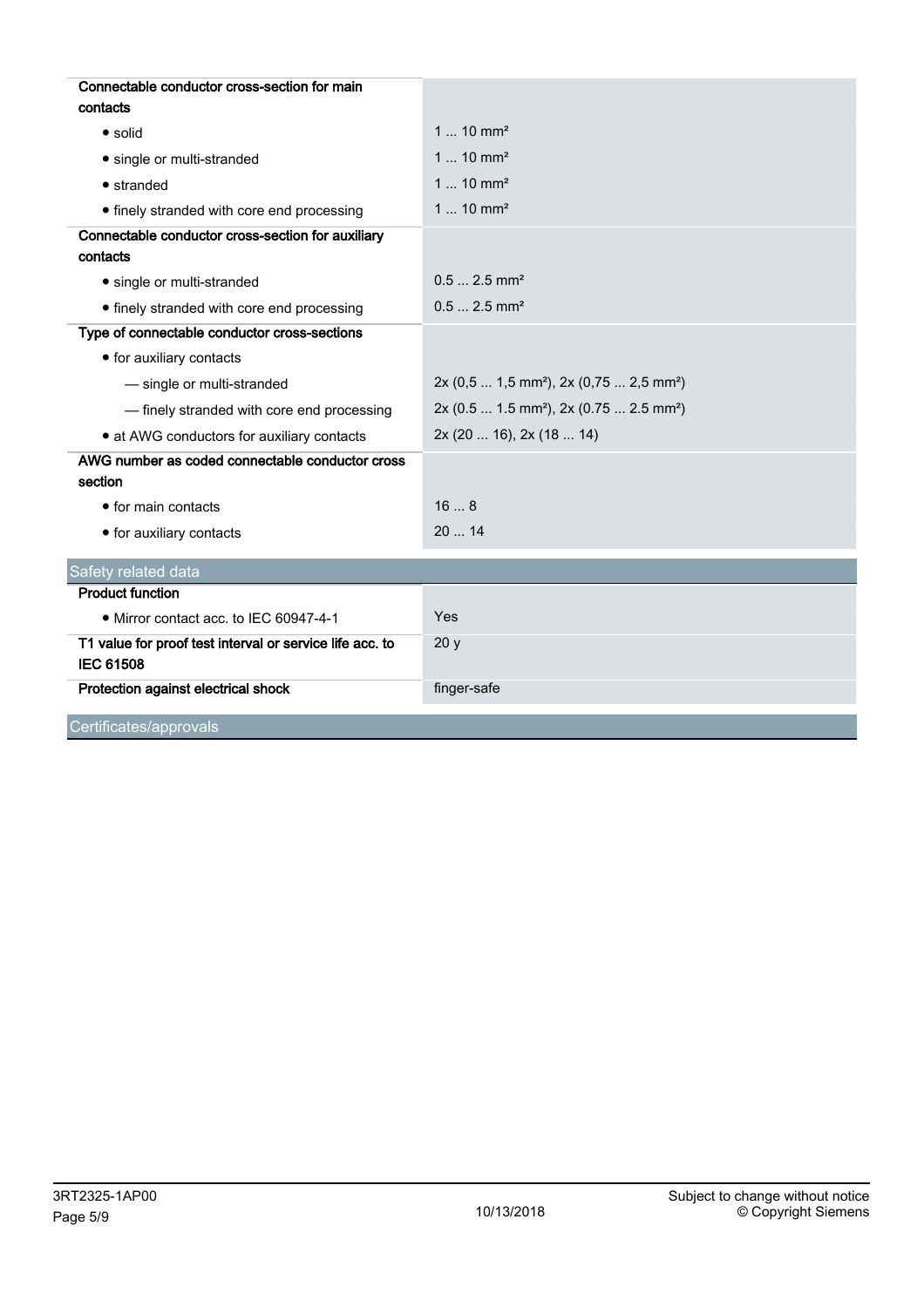| | |
|---|---|
| **Connectable conductor cross-section for main contacts** | |
| • solid | 1 ... 10 mm² |
| • single or multi-stranded | 1 ... 10 mm² |
| • stranded | 1 ... 10 mm² |
| • finely stranded with core end processing | 1 ... 10 mm² |
| **Connectable conductor cross-section for auxiliary contacts** | |
| • single or multi-stranded | 0.5 ... 2.5 mm² |
| • finely stranded with core end processing | 0.5 ... 2.5 mm² |
| **Type of connectable conductor cross-sections** | |
| • for auxiliary contacts | |
| — single or multi-stranded | 2x (0,5 ... 1,5 mm²), 2x (0,75 ... 2,5 mm²) |
| — finely stranded with core end processing | 2x (0.5 ... 1.5 mm²), 2x (0.75 ... 2.5 mm²) |
| • at AWG conductors for auxiliary contacts | 2x (20 ... 16), 2x (18 ... 14) |
| **AWG number as coded connectable conductor cross section** | |
| • for main contacts | 16 ... 8 |
| • for auxiliary contacts | 20 ... 14 |

## Safety related data

| | |
|---|---|
| **Product function** | |
| • Mirror contact acc. to IEC 60947-4-1 | Yes |
| **T1 value for proof test interval or service life acc. to IEC 61508** | 20 y |
| **Protection against electrical shock** | finger-safe |

## Certificates/approvals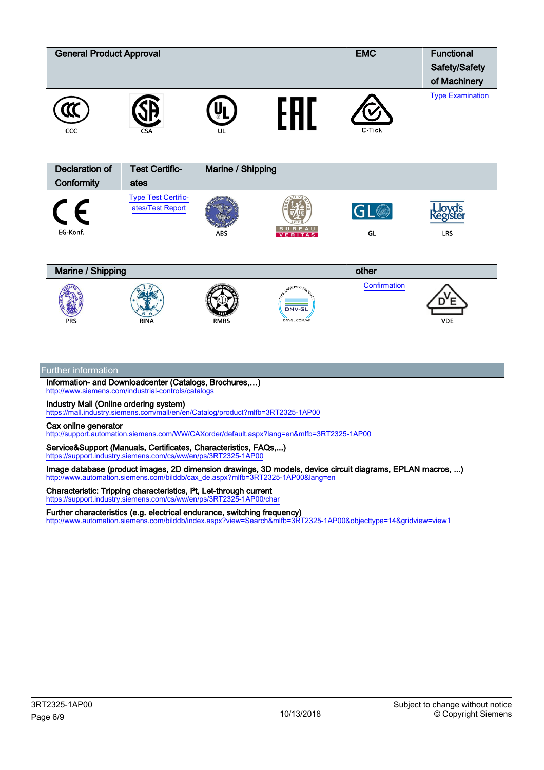| General Product Approval | | | | EMC | Functional Safety/Safety of Machinery |
|---|---|---|---|---|---|
| CCC | CSA | UL | EAC | C-Tick | Type Examination |

| Declaration of Conformity | Test Certificates | Marine / Shipping | | | |
|---|---|---|---|---|---|
| EG-Konf. | Type Test Certificates/Test Report | ABS | BUREAU VERITAS | GL | LRS |

| Marine / Shipping | | | | other | |
|---|---|---|---|---|---|
| PRS | RINA | RMRS | DNV·GL | Confirmation | VDE |

## Further information

**Information- and Downloadcenter (Catalogs, Brochures,…)**
http://www.siemens.com/industrial-controls/catalogs

**Industry Mall (Online ordering system)**
https://mall.industry.siemens.com/mall/en/en/Catalog/product?mlfb=3RT2325-1AP00

**Cax online generator**
http://support.automation.siemens.com/WW/CAXorder/default.aspx?lang=en&mlfb=3RT2325-1AP00

**Service&Support (Manuals, Certificates, Characteristics, FAQs,...)**
https://support.industry.siemens.com/cs/ww/en/ps/3RT2325-1AP00

**Image database (product images, 2D dimension drawings, 3D models, device circuit diagrams, EPLAN macros, ...)**
http://www.automation.siemens.com/bilddb/cax_de.aspx?mlfb=3RT2325-1AP00&lang=en

**Characteristic: Tripping characteristics, I²t, Let-through current**
https://support.industry.siemens.com/cs/ww/en/ps/3RT2325-1AP00/char

**Further characteristics (e.g. electrical endurance, switching frequency)**
http://www.automation.siemens.com/bilddb/index.aspx?view=Search&mlfb=3RT2325-1AP00&objecttype=14&gridview=view1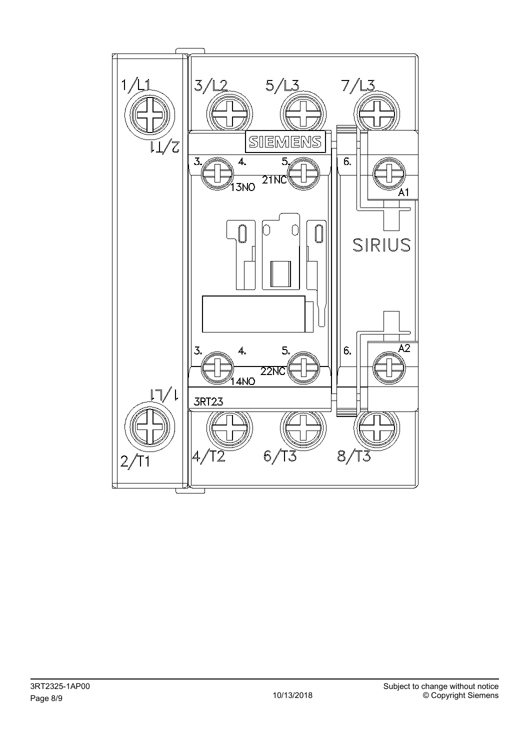1/L1

3/L2

5/L3

7/L3

SIEMENS

2/T1

3.

4.

5.

6.

13NO

21NC

A1

SIRIUS

A2

3.

4.

5.

6.

14NO

22NC

1/L1

3RT23

2/T1

4/T2

6/T3

8/T3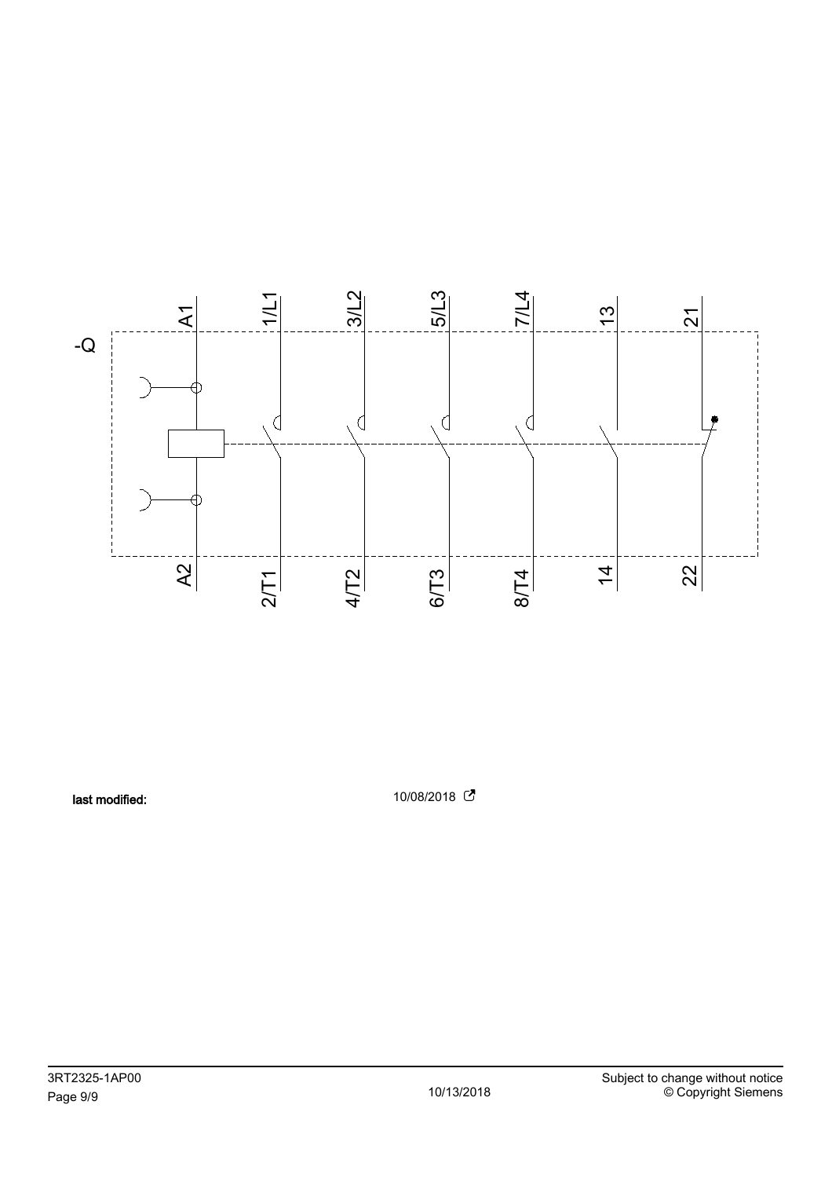-Q

A1

1/L1

3/L2

5/L3

7/L4

13

21

A2

2/T1

4/T2

6/T3

8/T4

14

22

**last modified:** 10/08/2018